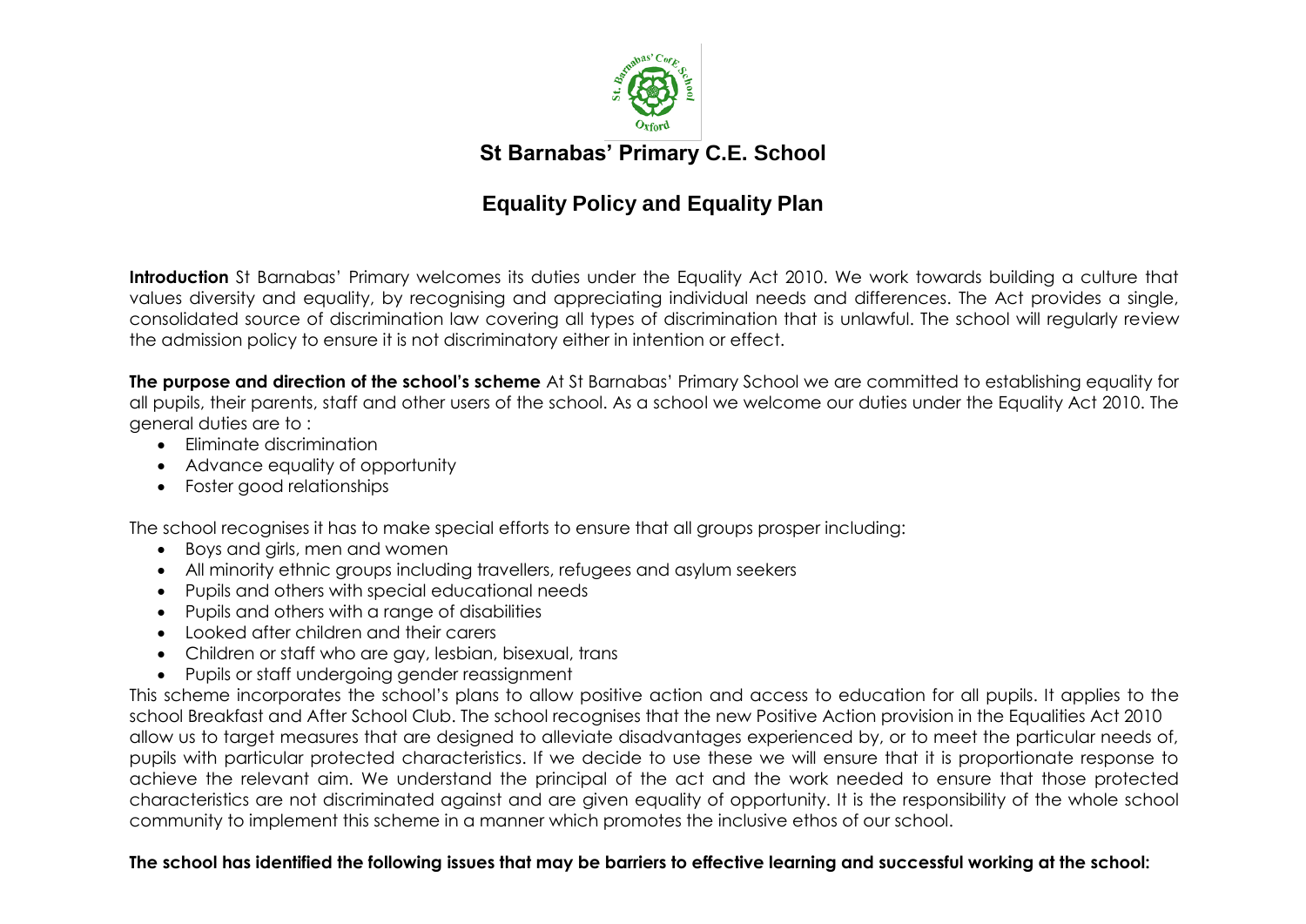# St Barnabas' Primary C.E. School

## Equality Policy and Equality Plan

**Introduction** St Barnabas' Primary welcomes its duties under the Equality Act 2010. We work towards building a culture that values diversity and equality, by recognising and appreciating individual needs and differences. The Act provides a single, consolidated source of discrimination law covering all types of discrimination that is unlawful. The school will regularly review the admission policy to ensure it is not discriminatory either in intention or effect.

**The purpose and direction of the school's scheme** At St Barnabas' Primary School we are committed to establishing equality for all pupils, their parents, staff and other users of the school. As a school we welcome our duties under the Equality Act 2010. The general duties are to :

- Eliminate discrimination
- Advance equality of opportunity
- Foster good relationships

The school recognises it has to make special efforts to ensure that all groups prosper including:

- Boys and girls, men and women
- All minority ethnic groups including travellers, refugees and asylum seekers
- Pupils and others with special educational needs
- Pupils and others with a range of disabilities
- Looked after children and their carers
- Children or staff who are gay, lesbian, bisexual, trans
- Pupils or staff undergoing gender reassignment

This scheme incorporates the school's plans to allow positive action and access to education for all pupils. It applies to the school Breakfast and After School Club. The school recognises that the new Positive Action provision in the Equalities Act 2010 allow us to target measures that are designed to alleviate disadvantages experienced by, or to meet the particular needs of, pupils with particular protected characteristics. If we decide to use these we will ensure that it is proportionate response to achieve the relevant aim. We understand the principal of the act and the work needed to ensure that those protected characteristics are not discriminated against and are given equality of opportunity. It is the responsibility of the whole school community to implement this scheme in a manner which promotes the inclusive ethos of our school.

**The school has identified the following issues that may be barriers to effective learning and successful working at the school:**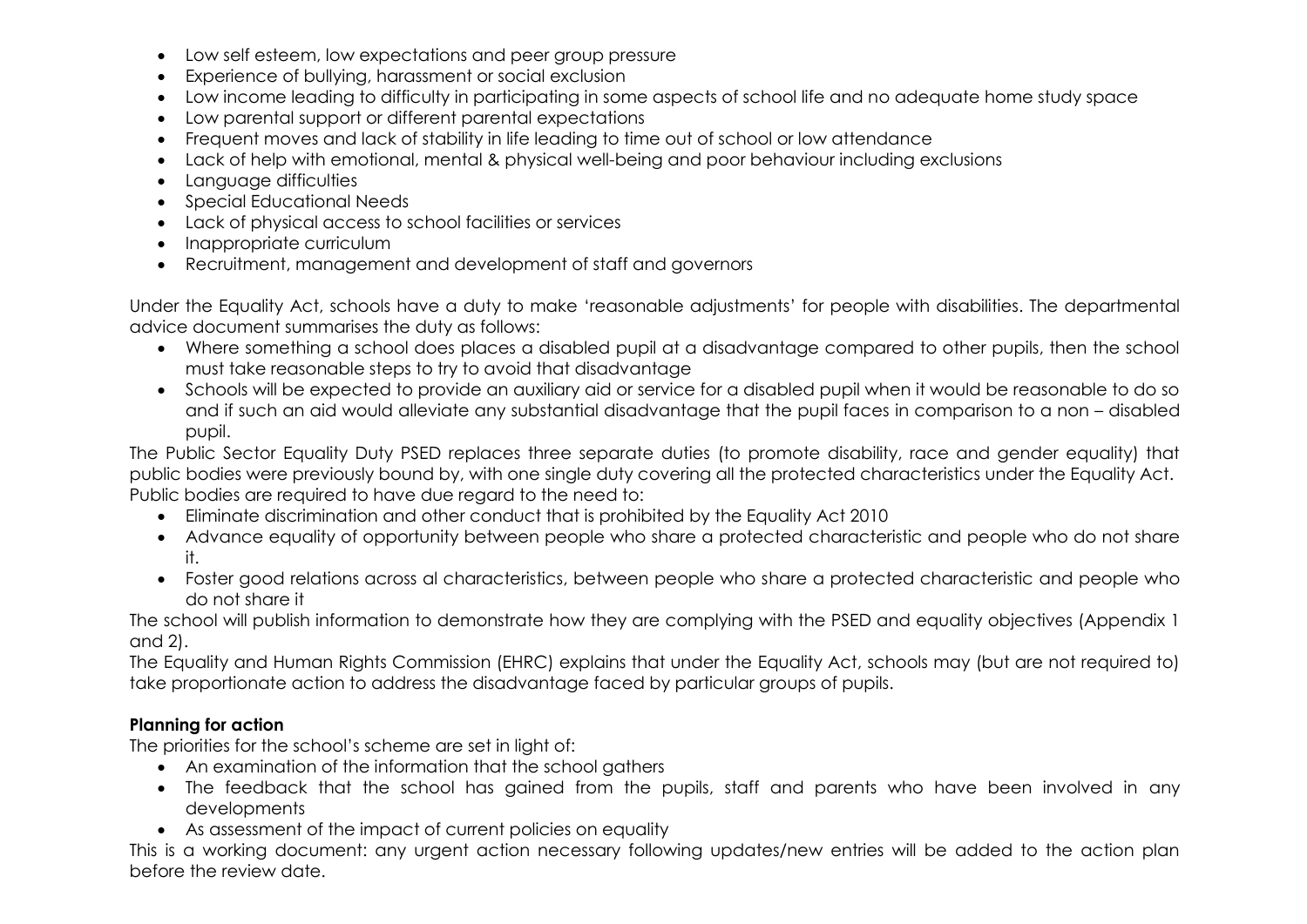- Low self esteem, low expectations and peer group pressure
- Experience of bullying, harassment or social exclusion
- Low income leading to difficulty in participating in some aspects of school life and no adequate home study space
- Low parental support or different parental expectations
- Frequent moves and lack of stability in life leading to time out of school or low attendance
- Lack of help with emotional, mental & physical well-being and poor behaviour including exclusions
- Language difficulties
- Special Educational Needs
- Lack of physical access to school facilities or services
- Inappropriate curriculum
- Recruitment, management and development of staff and governors

Under the Equality Act, schools have a duty to make 'reasonable adjustments' for people with disabilities. The departmental advice document summarises the duty as follows:

- Where something a school does places a disabled pupil at a disadvantage compared to other pupils, then the school must take reasonable steps to try to avoid that disadvantage
- Schools will be expected to provide an auxiliary aid or service for a disabled pupil when it would be reasonable to do so and if such an aid would alleviate any substantial disadvantage that the pupil faces in comparison to a non – disabled pupil.

The Public Sector Equality Duty PSED replaces three separate duties (to promote disability, race and gender equality) that public bodies were previously bound by, with one single duty covering all the protected characteristics under the Equality Act. Public bodies are required to have due regard to the need to:

- Eliminate discrimination and other conduct that is prohibited by the Equality Act 2010
- Advance equality of opportunity between people who share a protected characteristic and people who do not share it.
- Foster good relations across al characteristics, between people who share a protected characteristic and people who do not share it

The school will publish information to demonstrate how they are complying with the PSED and equality objectives (Appendix 1 and 2).

The Equality and Human Rights Commission (EHRC) explains that under the Equality Act, schools may (but are not required to) take proportionate action to address the disadvantage faced by particular groups of pupils.

**Planning for action**

The priorities for the school's scheme are set in light of:

- An examination of the information that the school gathers
- The feedback that the school has gained from the pupils, staff and parents who have been involved in any developments
- As assessment of the impact of current policies on equality

This is a working document: any urgent action necessary following updates/new entries will be added to the action plan before the review date.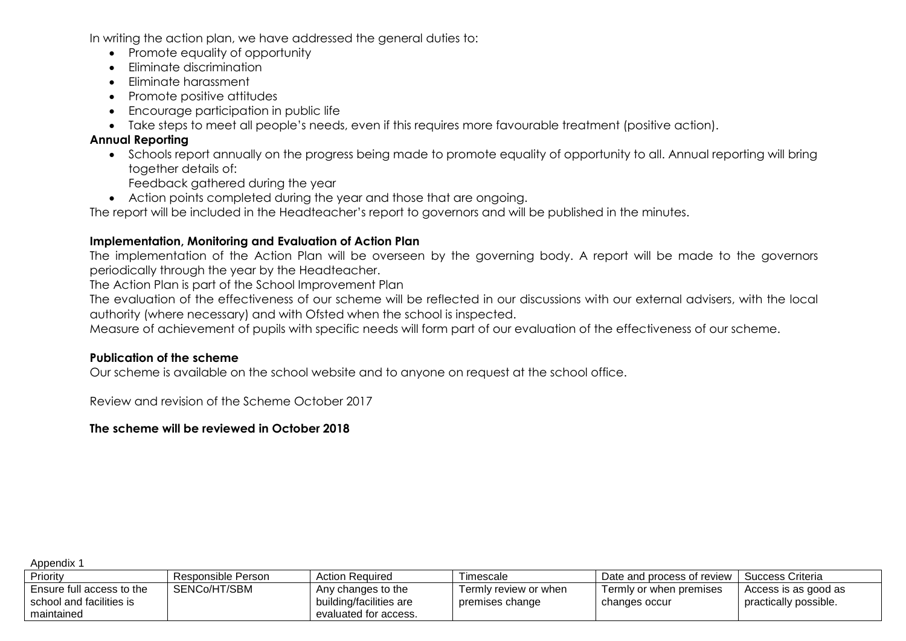In writing the action plan, we have addressed the general duties to:

- Promote equality of opportunity
- Eliminate discrimination
- Eliminate harassment
- Promote positive attitudes
- Encourage participation in public life
- Take steps to meet all people's needs, even if this requires more favourable treatment (positive action).

**Annual Reporting**

- Schools report annually on the progress being made to promote equality of opportunity to all. Annual reporting will bring together details of:
  Feedback gathered during the year
- Action points completed during the year and those that are ongoing.

The report will be included in the Headteacher's report to governors and will be published in the minutes.

**Implementation, Monitoring and Evaluation of Action Plan**

The implementation of the Action Plan will be overseen by the governing body. A report will be made to the governors periodically through the year by the Headteacher.

The Action Plan is part of the School Improvement Plan

The evaluation of the effectiveness of our scheme will be reflected in our discussions with our external advisers, with the local authority (where necessary) and with Ofsted when the school is inspected.

Measure of achievement of pupils with specific needs will form part of our evaluation of the effectiveness of our scheme.

**Publication of the scheme**

Our scheme is available on the school website and to anyone on request at the school office.

Review and revision of the Scheme October 2017

**The scheme will be reviewed in October 2018**

Appendix 1

| Priority | Responsible Person | Action Required | Timescale | Date and process of review | Success Criteria |
|---|---|---|---|---|---|
| Ensure full access to the school and facilities is maintained | SENCo/HT/SBM | Any changes to the building/facilities are evaluated for access. | Termly review or when premises change | Termly or when premises changes occur | Access is as good as practically possible. |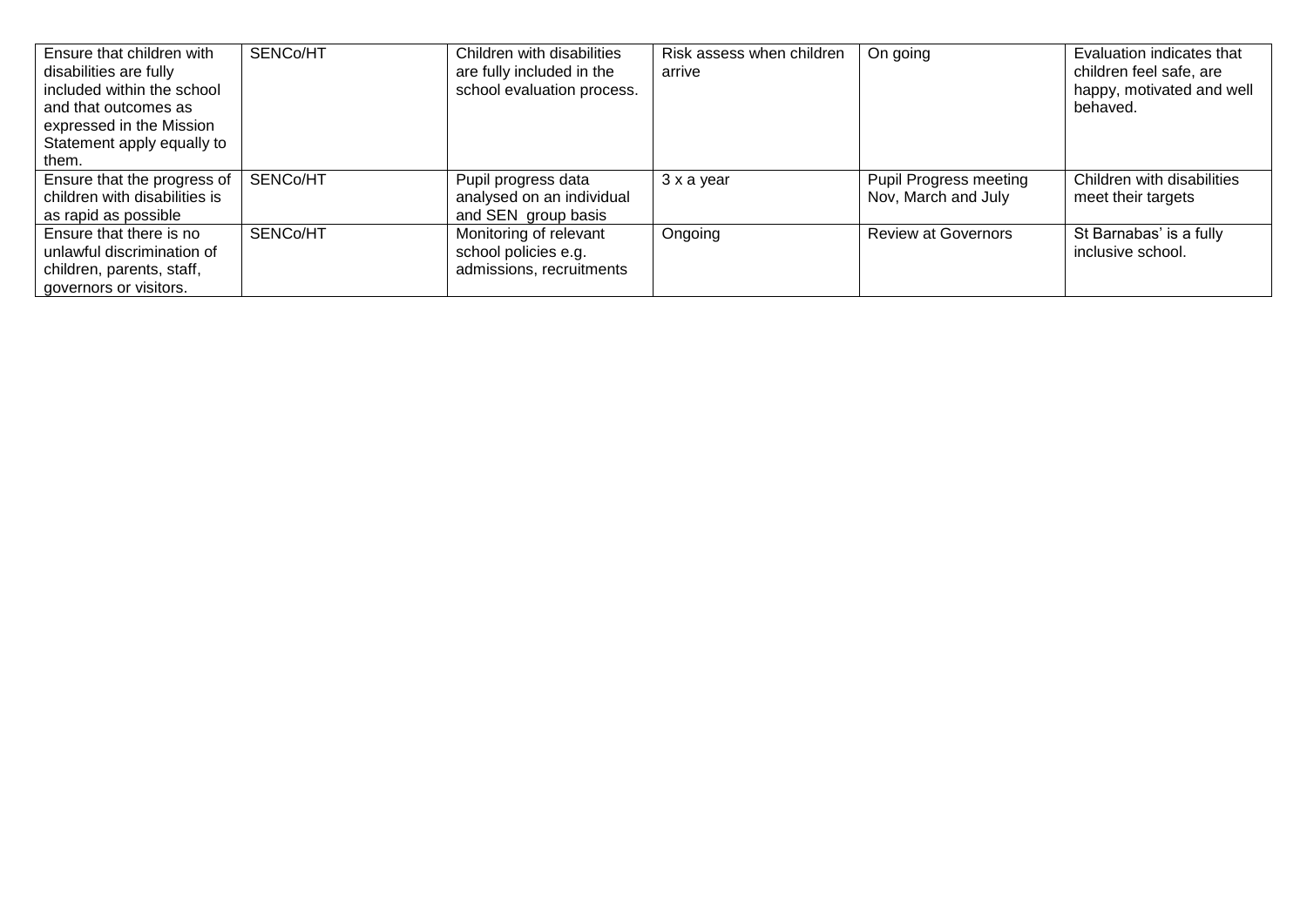| Ensure that children with disabilities are fully included within the school and that outcomes as expressed in the Mission Statement apply equally to them. | SENCo/HT | Children with disabilities are fully included in the school evaluation process. | Risk assess when children arrive | On going | Evaluation indicates that children feel safe, are happy, motivated and well behaved. |
|---|---|---|---|---|---|
| Ensure that the progress of children with disabilities is as rapid as possible | SENCo/HT | Pupil progress data analysed on an individual and SEN group basis | 3 x a year | Pupil Progress meeting Nov, March and July | Children with disabilities meet their targets |
| Ensure that there is no unlawful discrimination of children, parents, staff, governors or visitors. | SENCo/HT | Monitoring of relevant school policies e.g. admissions, recruitments | Ongoing | Review at Governors | St Barnabas' is a fully inclusive school. |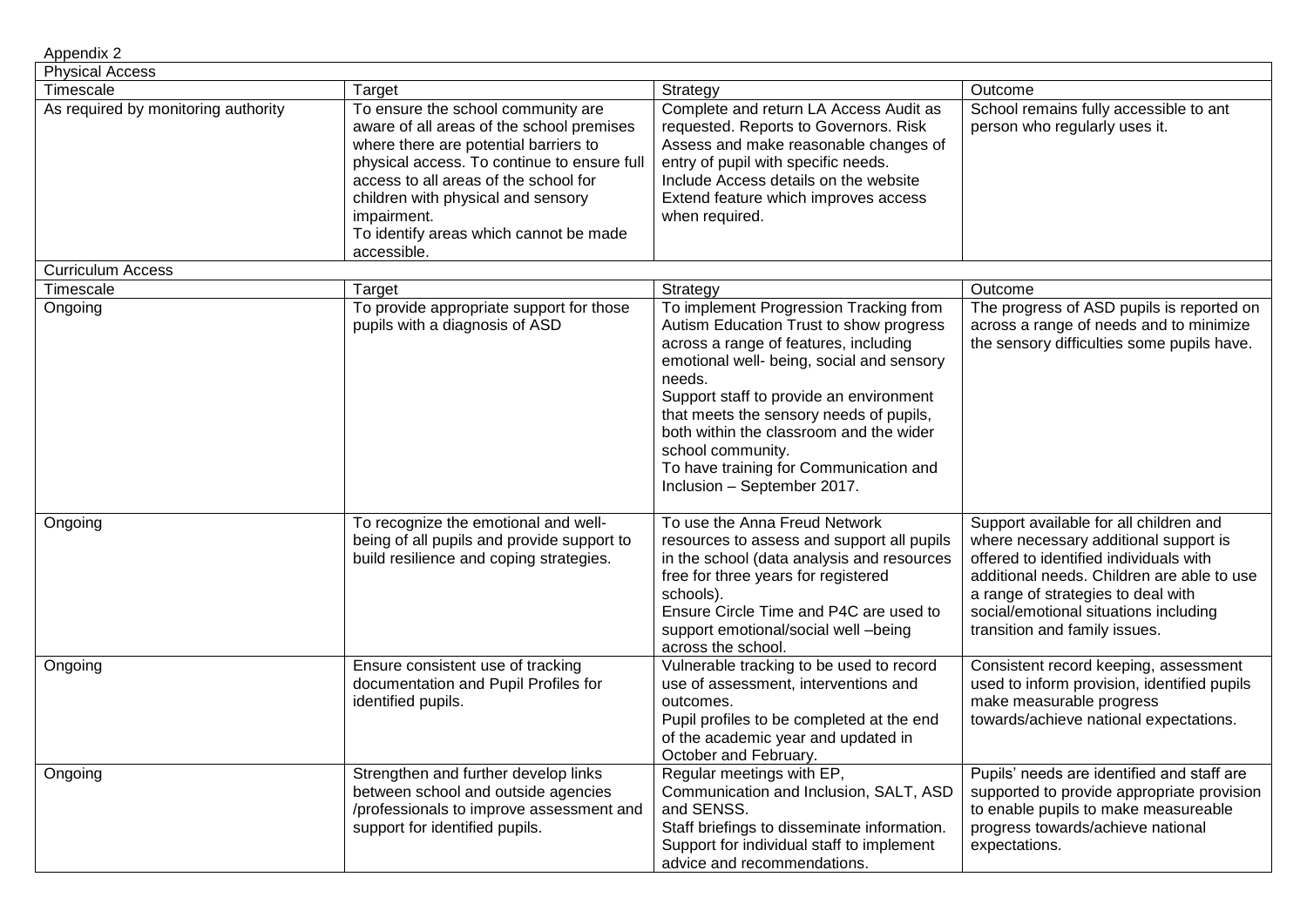Appendix 2

| Physical Access | | | |
|---|---|---|---|
| Timescale | Target | Strategy | Outcome |
| As required by monitoring authority | To ensure the school community are aware of all areas of the school premises where there are potential barriers to physical access. To continue to ensure full access to all areas of the school for children with physical and sensory impairment.<br>To identify areas which cannot be made accessible. | Complete and return LA Access Audit as requested. Reports to Governors. Risk Assess and make reasonable changes of entry of pupil with specific needs.<br>Include Access details on the website<br>Extend feature which improves access when required. | School remains fully accessible to ant person who regularly uses it. |
| Curriculum Access | | | |
| Timescale | Target | Strategy | Outcome |
| Ongoing | To provide appropriate support for those pupils with a diagnosis of ASD | To implement Progression Tracking from Autism Education Trust to show progress across a range of features, including emotional well- being, social and sensory needs.<br>Support staff to provide an environment that meets the sensory needs of pupils, both within the classroom and the wider school community.<br>To have training for Communication and Inclusion – September 2017. | The progress of ASD pupils is reported on across a range of needs and to minimize the sensory difficulties some pupils have. |
| Ongoing | To recognize the emotional and well-being of all pupils and provide support to build resilience and coping strategies. | To use the Anna Freud Network resources to assess and support all pupils in the school (data analysis and resources free for three years for registered schools).<br>Ensure Circle Time and P4C are used to support emotional/social well –being across the school. | Support available for all children and where necessary additional support is offered to identified individuals with additional needs. Children are able to use a range of strategies to deal with social/emotional situations including transition and family issues. |
| Ongoing | Ensure consistent use of tracking documentation and Pupil Profiles for identified pupils. | Vulnerable tracking to be used to record use of assessment, interventions and outcomes.<br>Pupil profiles to be completed at the end of the academic year and updated in October and February. | Consistent record keeping, assessment used to inform provision, identified pupils make measurable progress towards/achieve national expectations. |
| Ongoing | Strengthen and further develop links between school and outside agencies /professionals to improve assessment and support for identified pupils. | Regular meetings with EP, Communication and Inclusion, SALT, ASD and SENSS.<br>Staff briefings to disseminate information.<br>Support for individual staff to implement advice and recommendations. | Pupils' needs are identified and staff are supported to provide appropriate provision to enable pupils to make measureable progress towards/achieve national expectations. |